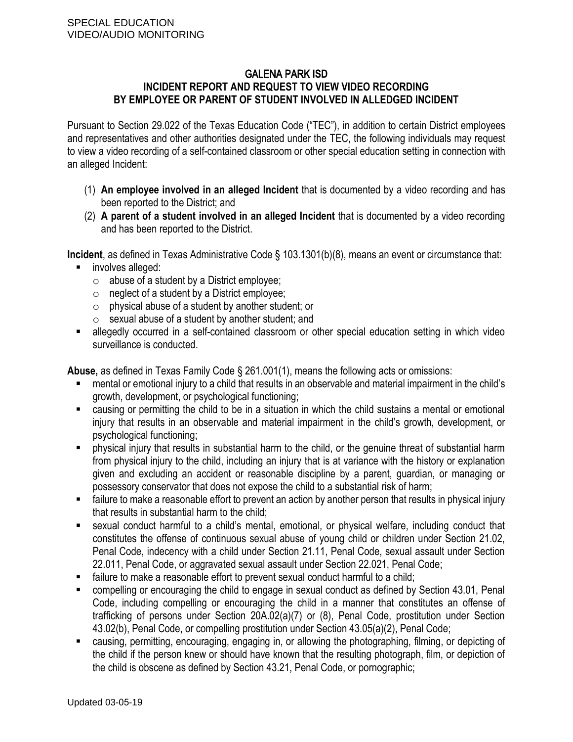SPECIAL EDUCATION
VIDEO/AUDIO MONITORING

# GALENA PARK ISD
## INCIDENT REPORT AND REQUEST TO VIEW VIDEO RECORDING BY EMPLOYEE OR PARENT OF STUDENT INVOLVED IN ALLEDGED INCIDENT

Pursuant to Section 29.022 of the Texas Education Code ("TEC"), in addition to certain District employees and representatives and other authorities designated under the TEC, the following individuals may request to view a video recording of a self-contained classroom or other special education setting in connection with an alleged Incident:

(1) **An employee involved in an alleged Incident** that is documented by a video recording and has been reported to the District; and
(2) **A parent of a student involved in an alleged Incident** that is documented by a video recording and has been reported to the District.

**Incident**, as defined in Texas Administrative Code § 103.1301(b)(8), means an event or circumstance that:

- involves alleged:
  - abuse of a student by a District employee;
  - neglect of a student by a District employee;
  - physical abuse of a student by another student; or
  - sexual abuse of a student by another student; and
- allegedly occurred in a self-contained classroom or other special education setting in which video surveillance is conducted.

**Abuse,** as defined in Texas Family Code § 261.001(1), means the following acts or omissions:

- mental or emotional injury to a child that results in an observable and material impairment in the child's growth, development, or psychological functioning;
- causing or permitting the child to be in a situation in which the child sustains a mental or emotional injury that results in an observable and material impairment in the child's growth, development, or psychological functioning;
- physical injury that results in substantial harm to the child, or the genuine threat of substantial harm from physical injury to the child, including an injury that is at variance with the history or explanation given and excluding an accident or reasonable discipline by a parent, guardian, or managing or possessory conservator that does not expose the child to a substantial risk of harm;
- failure to make a reasonable effort to prevent an action by another person that results in physical injury that results in substantial harm to the child;
- sexual conduct harmful to a child's mental, emotional, or physical welfare, including conduct that constitutes the offense of continuous sexual abuse of young child or children under Section 21.02, Penal Code, indecency with a child under Section 21.11, Penal Code, sexual assault under Section 22.011, Penal Code, or aggravated sexual assault under Section 22.021, Penal Code;
- failure to make a reasonable effort to prevent sexual conduct harmful to a child;
- compelling or encouraging the child to engage in sexual conduct as defined by Section 43.01, Penal Code, including compelling or encouraging the child in a manner that constitutes an offense of trafficking of persons under Section 20A.02(a)(7) or (8), Penal Code, prostitution under Section 43.02(b), Penal Code, or compelling prostitution under Section 43.05(a)(2), Penal Code;
- causing, permitting, encouraging, engaging in, or allowing the photographing, filming, or depicting of the child if the person knew or should have known that the resulting photograph, film, or depiction of the child is obscene as defined by Section 43.21, Penal Code, or pornographic;

Updated 03-05-19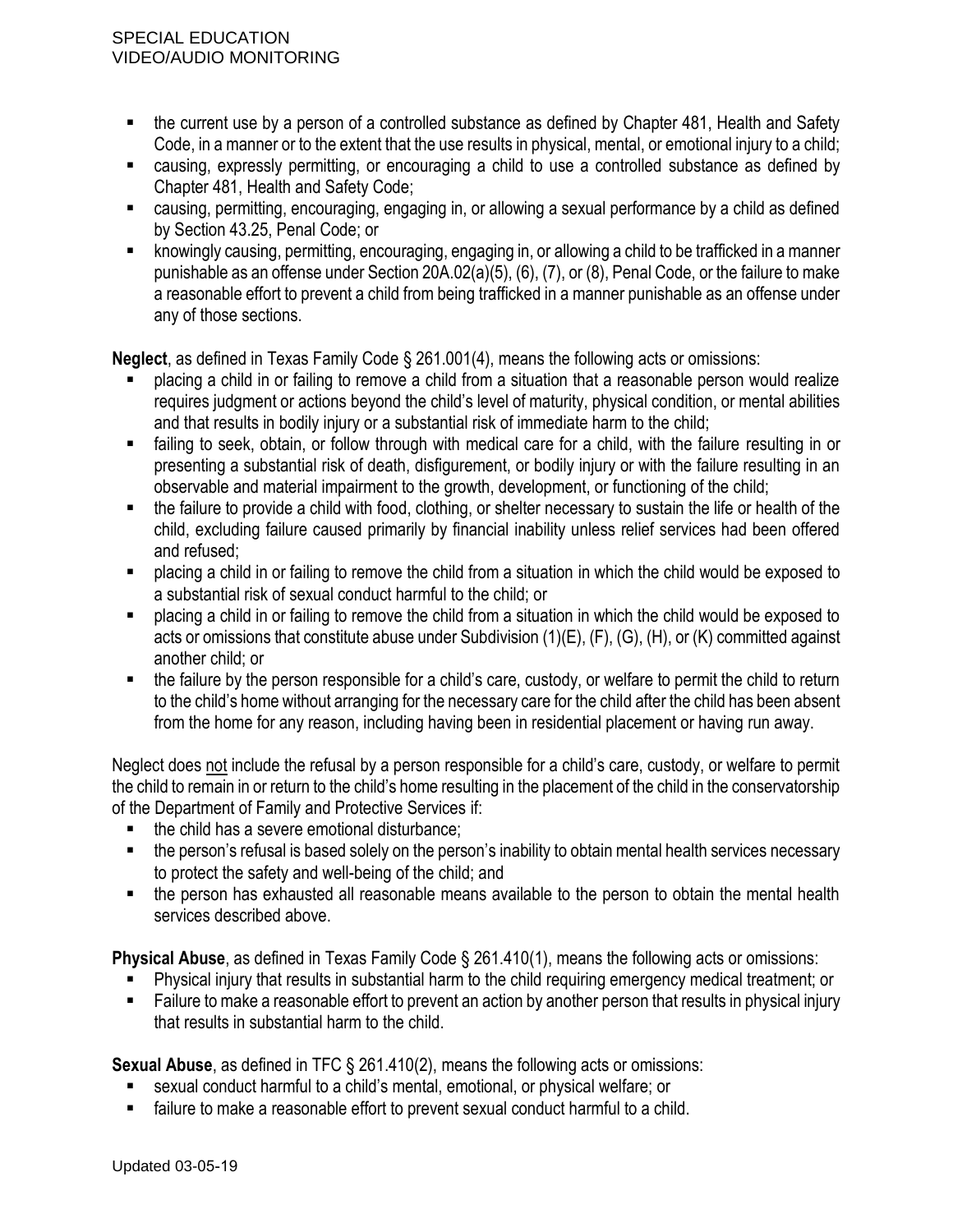- the current use by a person of a controlled substance as defined by Chapter 481, Health and Safety Code, in a manner or to the extent that the use results in physical, mental, or emotional injury to a child;
- causing, expressly permitting, or encouraging a child to use a controlled substance as defined by Chapter 481, Health and Safety Code;
- causing, permitting, encouraging, engaging in, or allowing a sexual performance by a child as defined by Section 43.25, Penal Code; or
- knowingly causing, permitting, encouraging, engaging in, or allowing a child to be trafficked in a manner punishable as an offense under Section 20A.02(a)(5), (6), (7), or (8), Penal Code, or the failure to make a reasonable effort to prevent a child from being trafficked in a manner punishable as an offense under any of those sections.

**Neglect**, as defined in Texas Family Code § 261.001(4), means the following acts or omissions:

- placing a child in or failing to remove a child from a situation that a reasonable person would realize requires judgment or actions beyond the child's level of maturity, physical condition, or mental abilities and that results in bodily injury or a substantial risk of immediate harm to the child;
- failing to seek, obtain, or follow through with medical care for a child, with the failure resulting in or presenting a substantial risk of death, disfigurement, or bodily injury or with the failure resulting in an observable and material impairment to the growth, development, or functioning of the child;
- the failure to provide a child with food, clothing, or shelter necessary to sustain the life or health of the child, excluding failure caused primarily by financial inability unless relief services had been offered and refused;
- placing a child in or failing to remove the child from a situation in which the child would be exposed to a substantial risk of sexual conduct harmful to the child; or
- placing a child in or failing to remove the child from a situation in which the child would be exposed to acts or omissions that constitute abuse under Subdivision (1)(E), (F), (G), (H), or (K) committed against another child; or
- the failure by the person responsible for a child's care, custody, or welfare to permit the child to return to the child's home without arranging for the necessary care for the child after the child has been absent from the home for any reason, including having been in residential placement or having run away.

Neglect does not include the refusal by a person responsible for a child's care, custody, or welfare to permit the child to remain in or return to the child's home resulting in the placement of the child in the conservatorship of the Department of Family and Protective Services if:

- the child has a severe emotional disturbance;
- the person's refusal is based solely on the person's inability to obtain mental health services necessary to protect the safety and well-being of the child; and
- the person has exhausted all reasonable means available to the person to obtain the mental health services described above.

**Physical Abuse**, as defined in Texas Family Code § 261.410(1), means the following acts or omissions:

- Physical injury that results in substantial harm to the child requiring emergency medical treatment; or
- Failure to make a reasonable effort to prevent an action by another person that results in physical injury that results in substantial harm to the child.

**Sexual Abuse**, as defined in TFC § 261.410(2), means the following acts or omissions:

- sexual conduct harmful to a child's mental, emotional, or physical welfare; or
- failure to make a reasonable effort to prevent sexual conduct harmful to a child.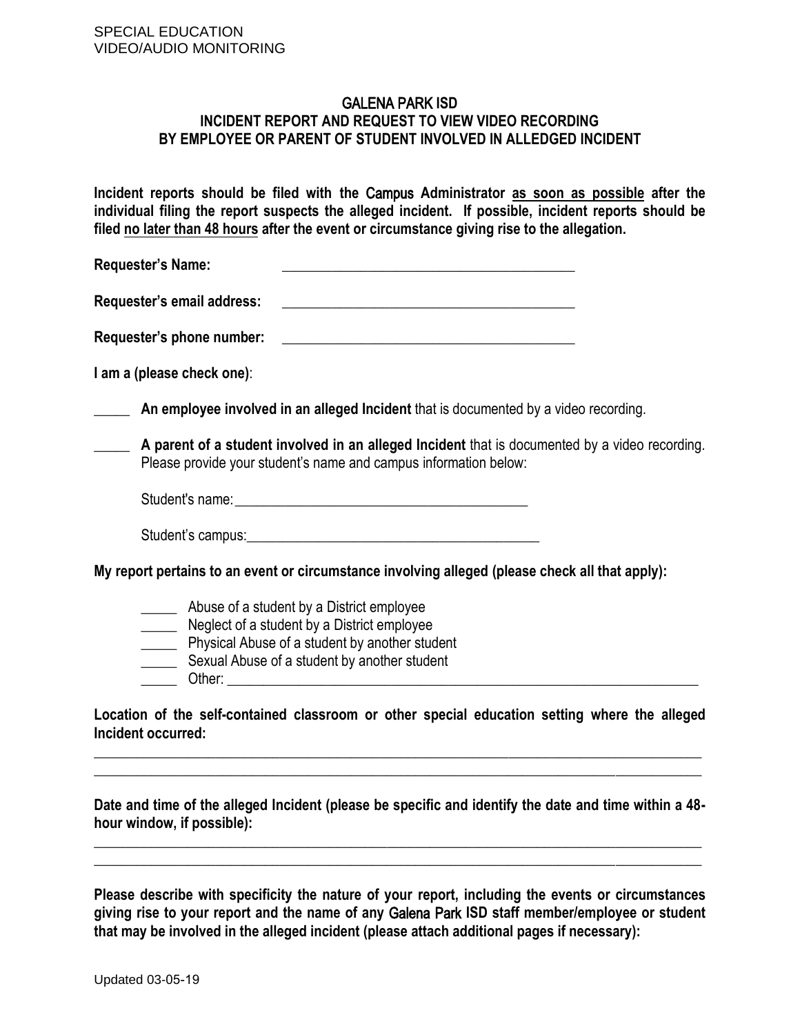SPECIAL EDUCATION
VIDEO/AUDIO MONITORING

# GALENA PARK ISD
## INCIDENT REPORT AND REQUEST TO VIEW VIDEO RECORDING BY EMPLOYEE OR PARENT OF STUDENT INVOLVED IN ALLEDGED INCIDENT

**Incident reports should be filed with the Campus Administrator as soon as possible after the individual filing the report suspects the alleged incident. If possible, incident reports should be filed no later than 48 hours after the event or circumstance giving rise to the allegation.**

**Requester's Name:** ________________________________________

**Requester's email address:** ________________________________________

**Requester's phone number:** ________________________________________

**I am a (please check one)**:

_____ **An employee involved in an alleged Incident** that is documented by a video recording.

_____ **A parent of a student involved in an alleged Incident** that is documented by a video recording. Please provide your student's name and campus information below:

Student's name: ________________________________________

Student's campus: ________________________________________

**My report pertains to an event or circumstance involving alleged (please check all that apply):**

- _____ Abuse of a student by a District employee
- _____ Neglect of a student by a District employee
- _____ Physical Abuse of a student by another student
- _____ Sexual Abuse of a student by another student
- _____ Other: ________________________________________

**Location of the self-contained classroom or other special education setting where the alleged Incident occurred:**

________________________________________________________________________________
________________________________________________________________________________

**Date and time of the alleged Incident (please be specific and identify the date and time within a 48-hour window, if possible):**

________________________________________________________________________________
________________________________________________________________________________

**Please describe with specificity the nature of your report, including the events or circumstances giving rise to your report and the name of any Galena Park ISD staff member/employee or student that may be involved in the alleged incident (please attach additional pages if necessary):**

Updated 03-05-19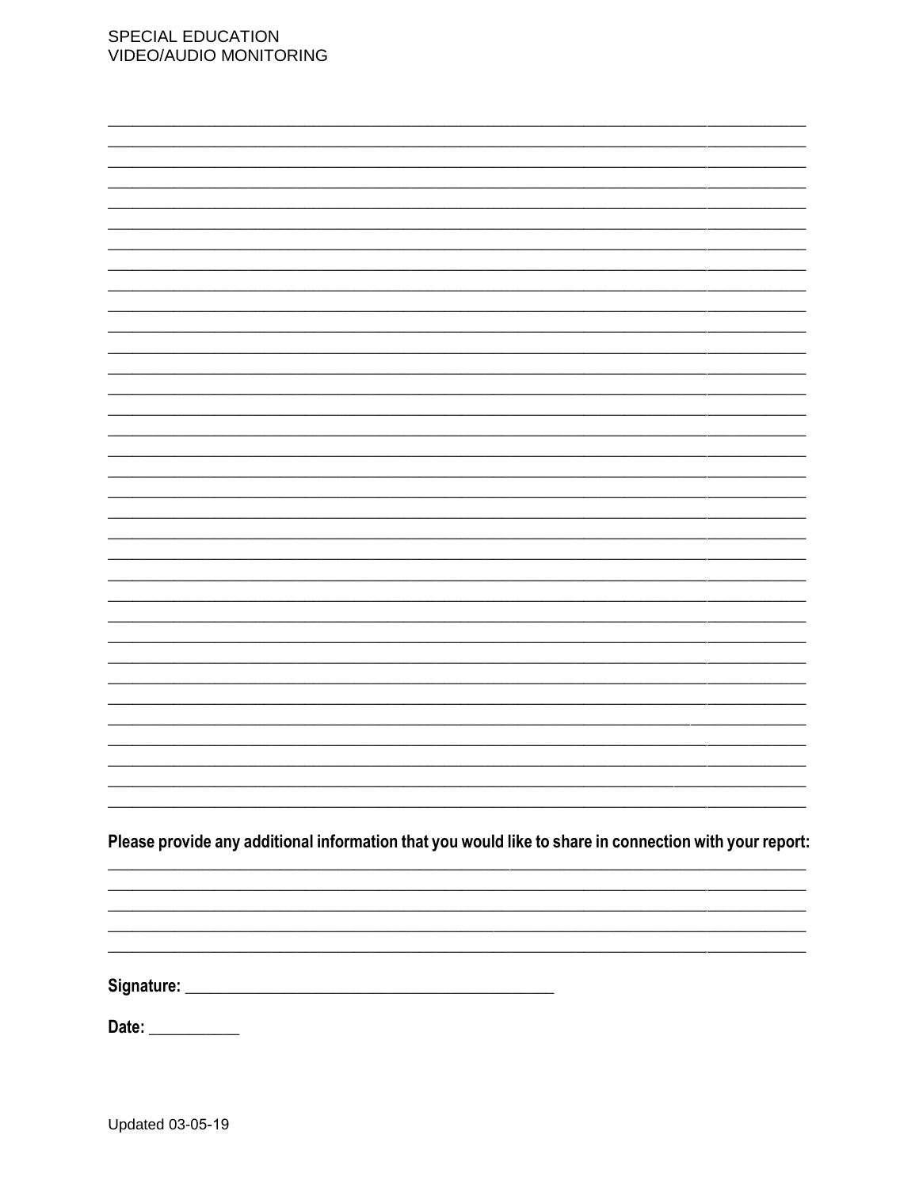Please provide any additional information that you would like to share in connection with your report:

**Signature:** ___________________________________________

**Date:** __________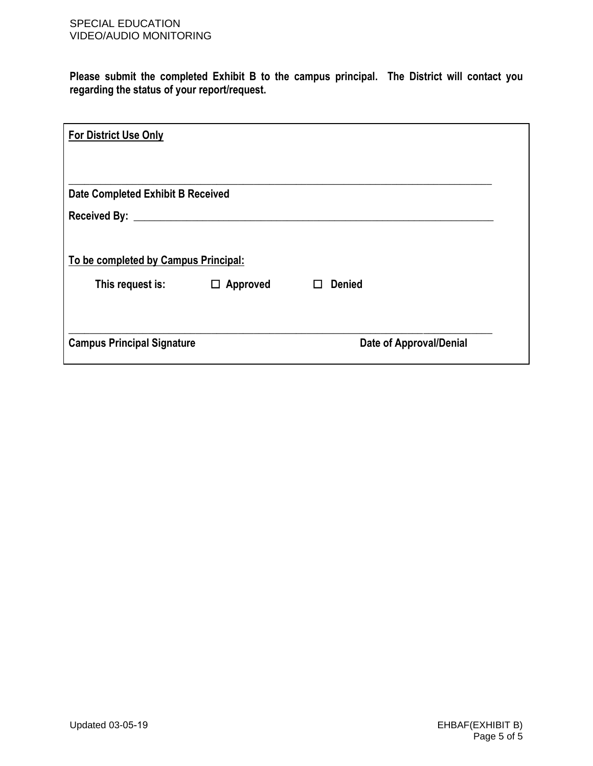**Please submit the completed Exhibit B to the campus principal. The District will contact you regarding the status of your report/request.**

**For District Use Only**

\_\_\_\_\_\_\_\_\_\_\_\_\_\_\_\_\_\_\_\_\_\_\_\_\_\_\_\_\_\_\_\_\_\_\_\_\_\_\_\_\_\_\_\_\_\_\_\_\_\_\_\_\_\_\_\_\_\_\_\_\_\_\_\_\_\_\_\_\_\_\_\_\_\_\_\_

**Date Completed Exhibit B Received**

**Received By:** \_\_\_\_\_\_\_\_\_\_\_\_\_\_\_\_\_\_\_\_\_\_\_\_\_\_\_\_\_\_\_\_\_\_\_\_\_\_\_\_\_\_\_\_\_\_\_\_\_\_\_\_\_\_\_\_\_\_\_\_\_\_\_

**To be completed by Campus Principal:**

**This request is:** ☐ **Approved** ☐ **Denied**

\_\_\_\_\_\_\_\_\_\_\_\_\_\_\_\_\_\_\_\_\_\_\_\_\_\_\_\_\_\_\_\_\_\_\_\_\_\_\_\_\_\_\_\_\_\_\_\_\_\_\_\_\_\_\_\_\_\_\_\_\_\_\_\_\_\_\_\_\_\_\_\_\_\_\_\_

**Campus Principal Signature** **Date of Approval/Denial**